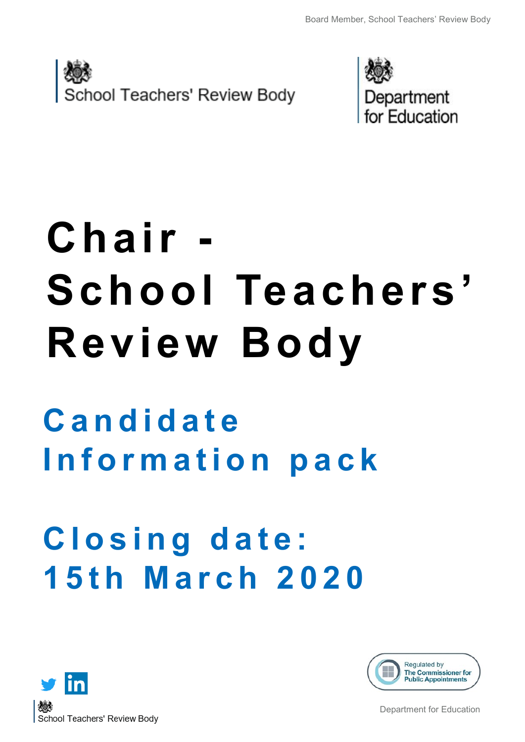School Teachers' Review Body

Department for Education

# Chair - School Teachers' Review Body

## Candidate Information pack

## Closing date: 15th March 2020

Regulated by The Commissioner for Public Appointments

School Teachers' Review Body

Department for Education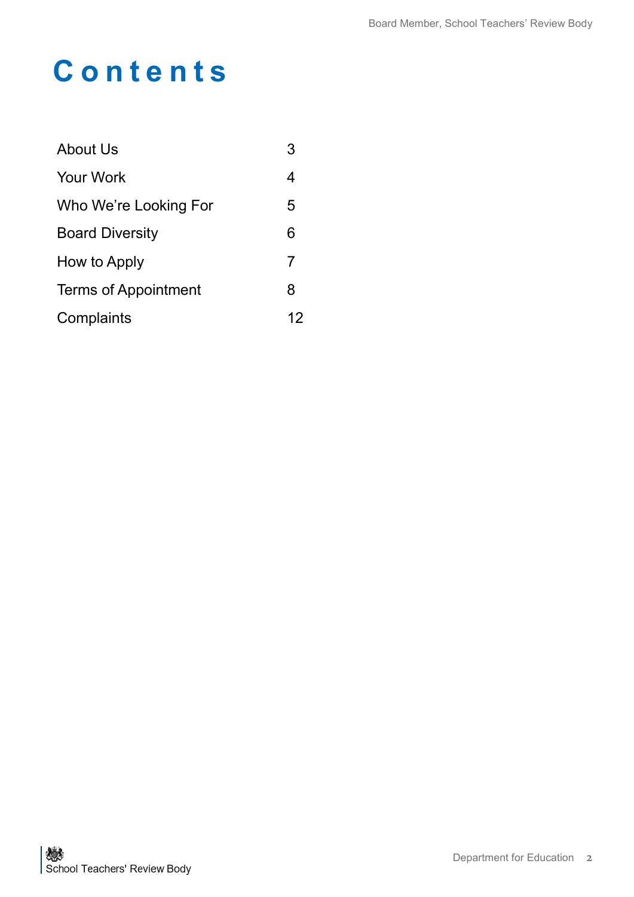# Contents

| | |
|---|---|
| About Us | 3 |
| Your Work | 4 |
| Who We're Looking For | 5 |
| Board Diversity | 6 |
| How to Apply | 7 |
| Terms of Appointment | 8 |
| Complaints | 12 |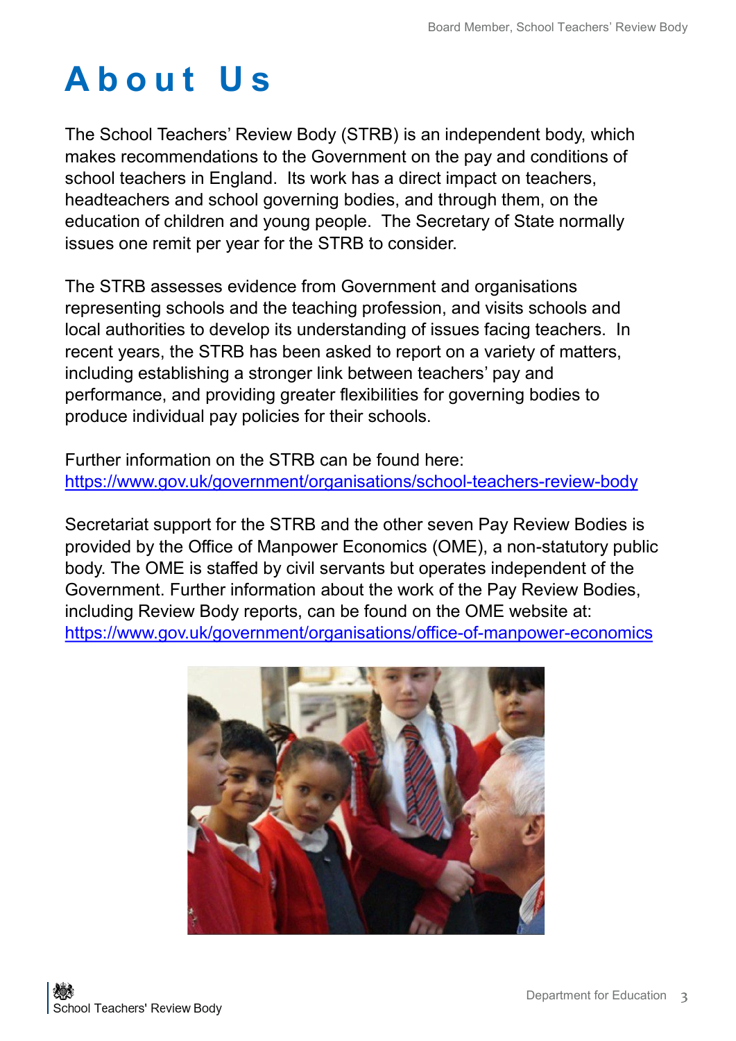# About Us

The School Teachers' Review Body (STRB) is an independent body, which makes recommendations to the Government on the pay and conditions of school teachers in England. Its work has a direct impact on teachers, headteachers and school governing bodies, and through them, on the education of children and young people. The Secretary of State normally issues one remit per year for the STRB to consider.

The STRB assesses evidence from Government and organisations representing schools and the teaching profession, and visits schools and local authorities to develop its understanding of issues facing teachers. In recent years, the STRB has been asked to report on a variety of matters, including establishing a stronger link between teachers' pay and performance, and providing greater flexibilities for governing bodies to produce individual pay policies for their schools.

Further information on the STRB can be found here:
[https://www.gov.uk/government/organisations/school-teachers-review-body](https://www.gov.uk/government/organisations/school-teachers-review-body)

Secretariat support for the STRB and the other seven Pay Review Bodies is provided by the Office of Manpower Economics (OME), a non-statutory public body. The OME is staffed by civil servants but operates independent of the Government. Further information about the work of the Pay Review Bodies, including Review Body reports, can be found on the OME website at:
[https://www.gov.uk/government/organisations/office-of-manpower-economics](https://www.gov.uk/government/organisations/office-of-manpower-economics)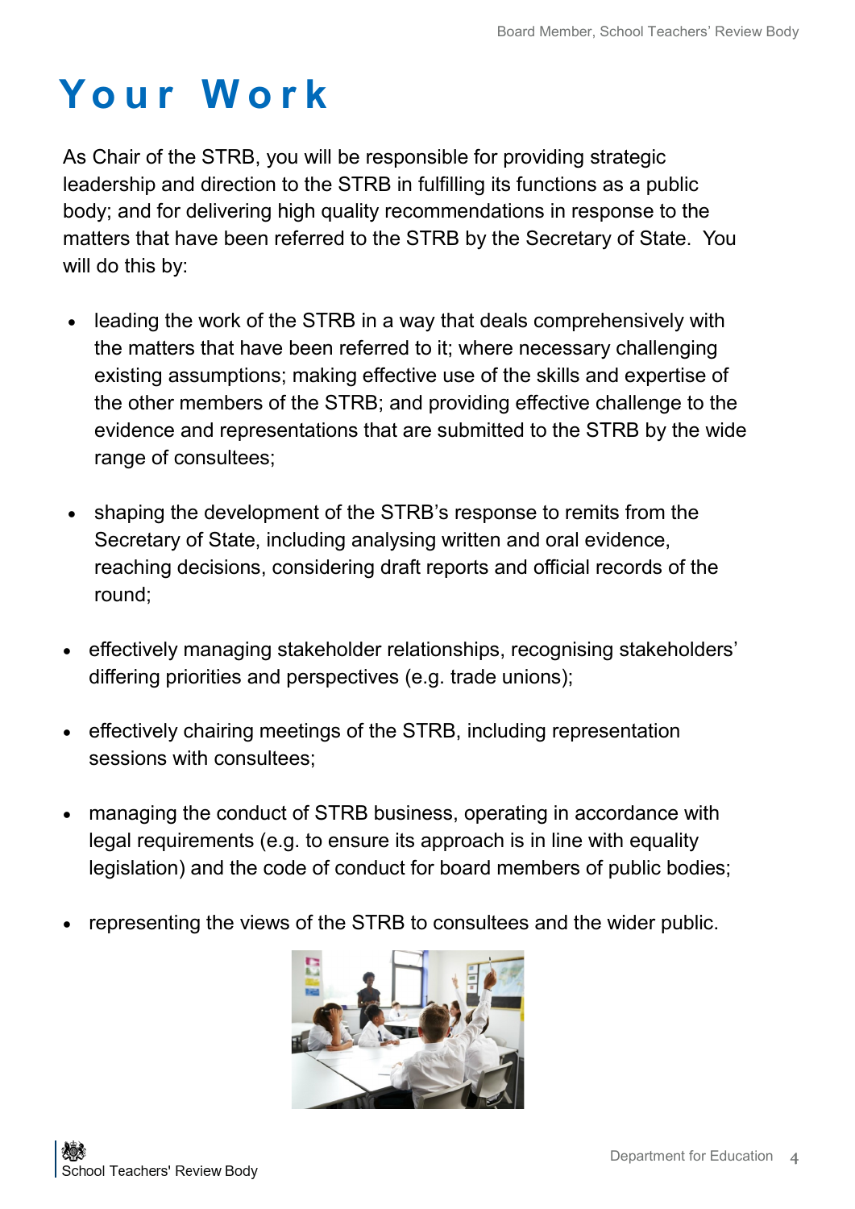# Your Work

As Chair of the STRB, you will be responsible for providing strategic leadership and direction to the STRB in fulfilling its functions as a public body; and for delivering high quality recommendations in response to the matters that have been referred to the STRB by the Secretary of State. You will do this by:

- leading the work of the STRB in a way that deals comprehensively with the matters that have been referred to it; where necessary challenging existing assumptions; making effective use of the skills and expertise of the other members of the STRB; and providing effective challenge to the evidence and representations that are submitted to the STRB by the wide range of consultees;

- shaping the development of the STRB's response to remits from the Secretary of State, including analysing written and oral evidence, reaching decisions, considering draft reports and official records of the round;

- effectively managing stakeholder relationships, recognising stakeholders' differing priorities and perspectives (e.g. trade unions);

- effectively chairing meetings of the STRB, including representation sessions with consultees;

- managing the conduct of STRB business, operating in accordance with legal requirements (e.g. to ensure its approach is in line with equality legislation) and the code of conduct for board members of public bodies;

- representing the views of the STRB to consultees and the wider public.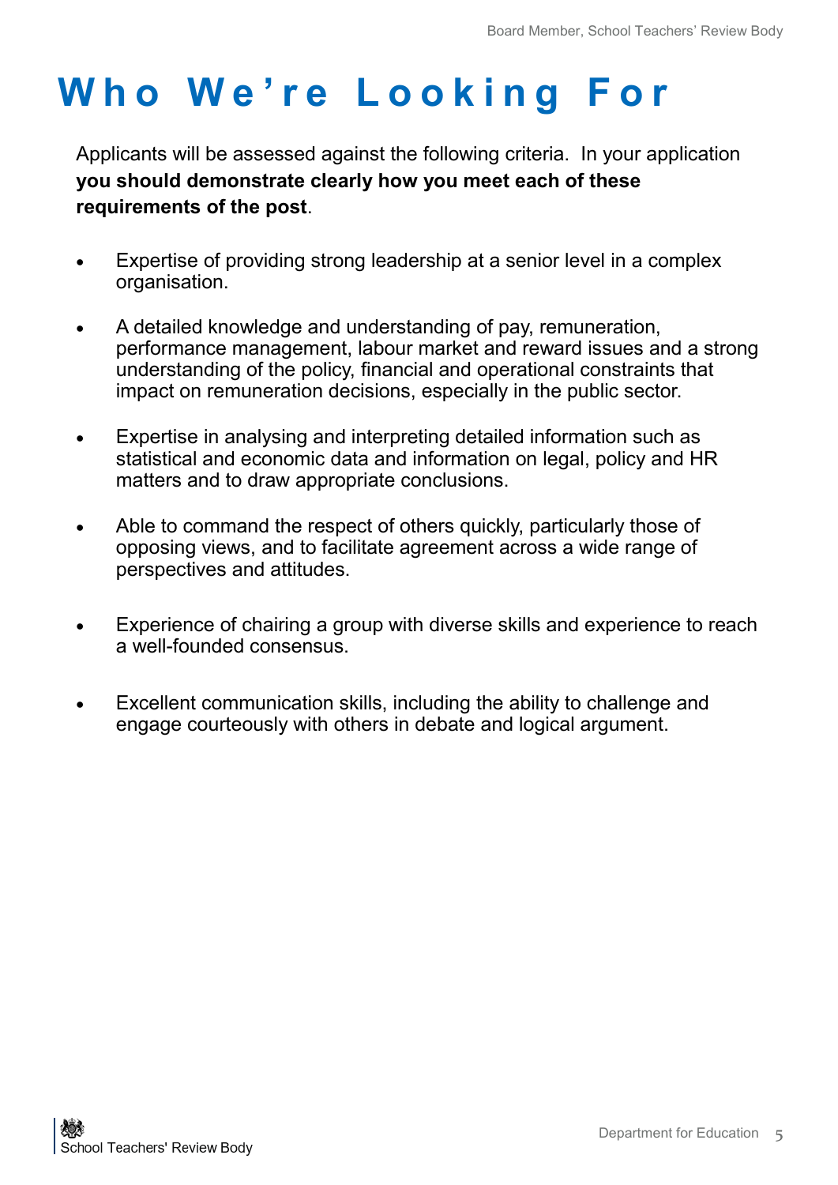# Who We're Looking For

Applicants will be assessed against the following criteria. In your application **you should demonstrate clearly how you meet each of these requirements of the post**.

- Expertise of providing strong leadership at a senior level in a complex organisation.
- A detailed knowledge and understanding of pay, remuneration, performance management, labour market and reward issues and a strong understanding of the policy, financial and operational constraints that impact on remuneration decisions, especially in the public sector.
- Expertise in analysing and interpreting detailed information such as statistical and economic data and information on legal, policy and HR matters and to draw appropriate conclusions.
- Able to command the respect of others quickly, particularly those of opposing views, and to facilitate agreement across a wide range of perspectives and attitudes.
- Experience of chairing a group with diverse skills and experience to reach a well-founded consensus.
- Excellent communication skills, including the ability to challenge and engage courteously with others in debate and logical argument.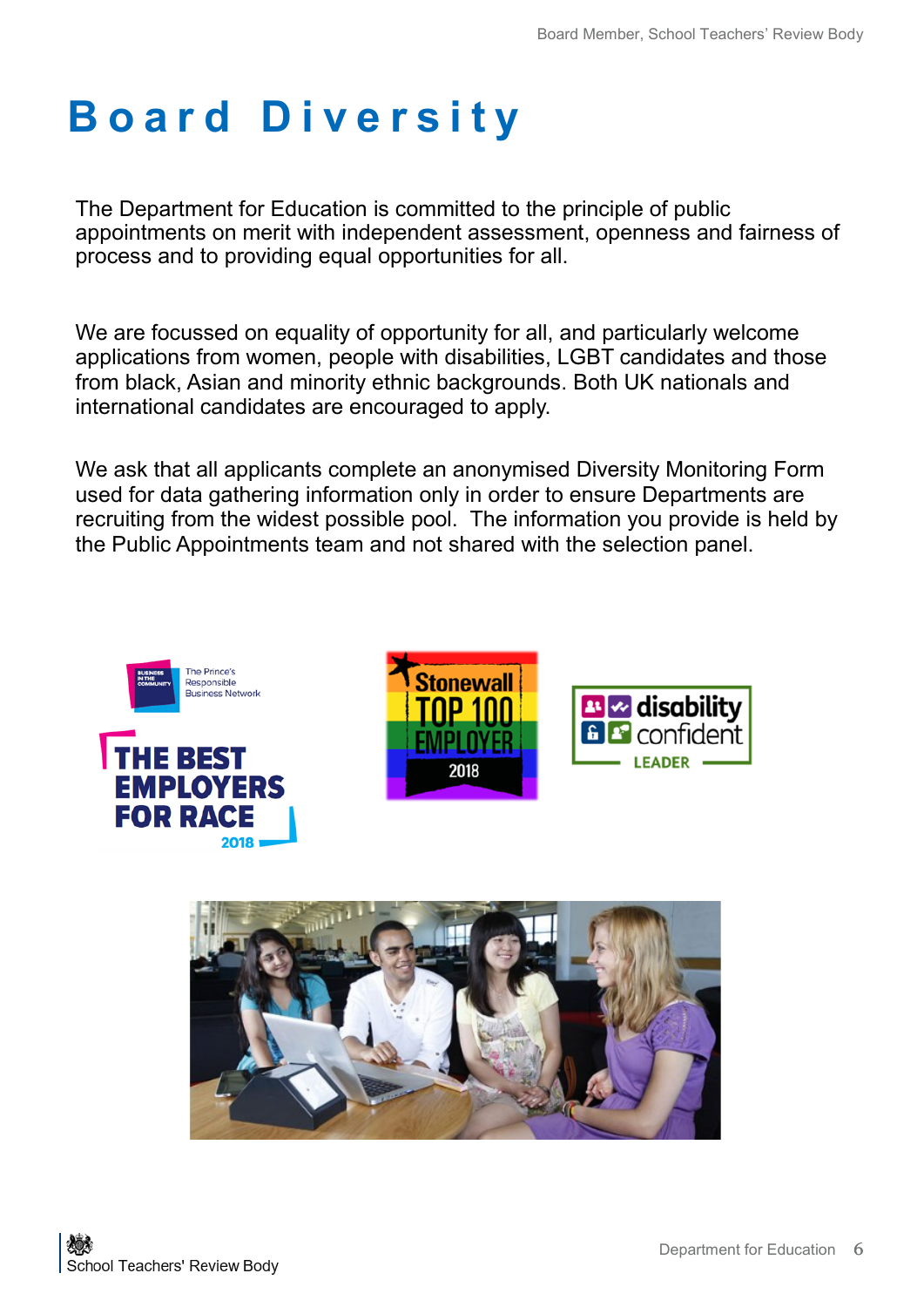# Board Diversity

The Department for Education is committed to the principle of public appointments on merit with independent assessment, openness and fairness of process and to providing equal opportunities for all.

We are focussed on equality of opportunity for all, and particularly welcome applications from women, people with disabilities, LGBT candidates and those from black, Asian and minority ethnic backgrounds. Both UK nationals and international candidates are encouraged to apply.

We ask that all applicants complete an anonymised Diversity Monitoring Form used for data gathering information only in order to ensure Departments are recruiting from the widest possible pool.  The information you provide is held by the Public Appointments team and not shared with the selection panel.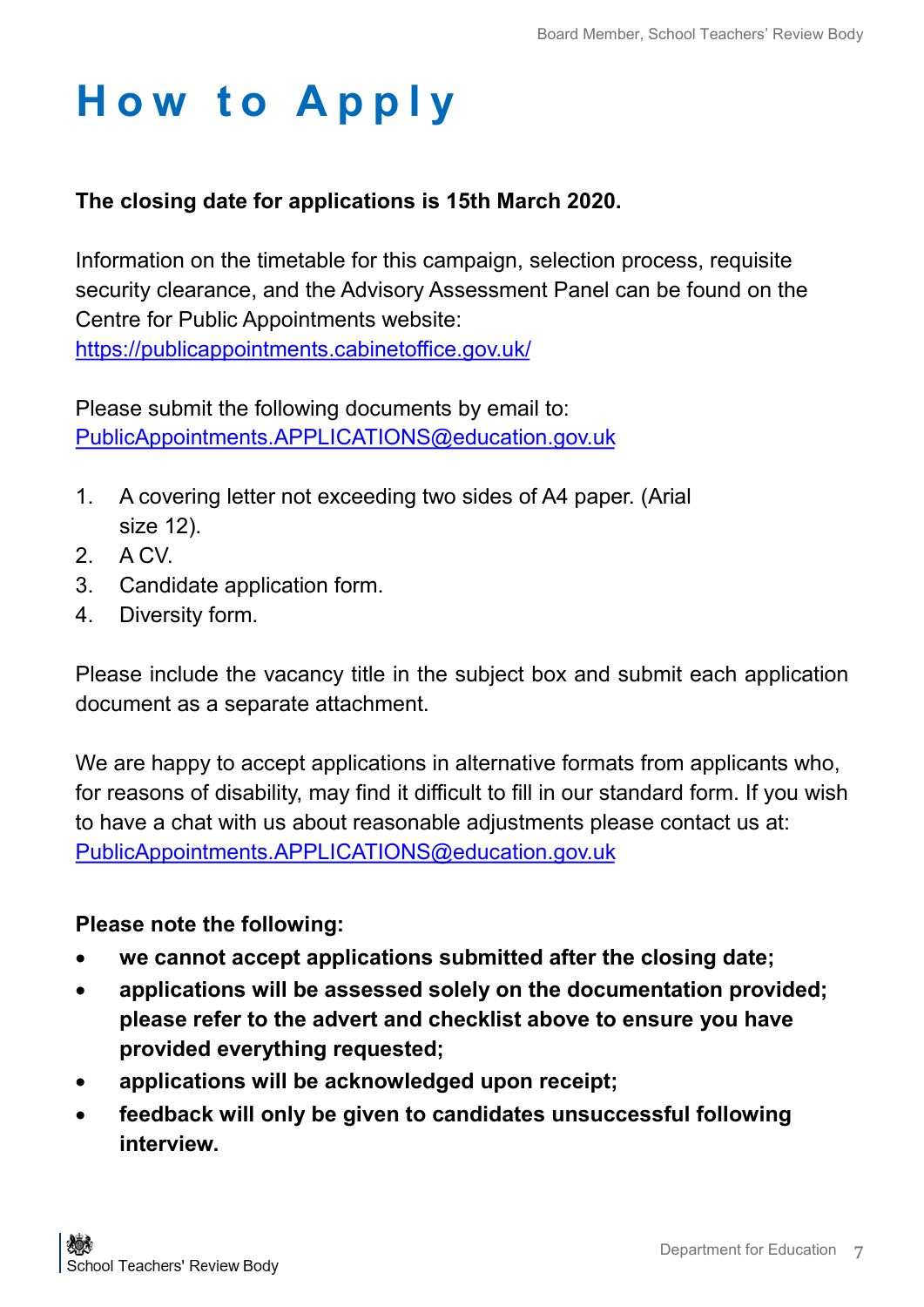# How to Apply

**The closing date for applications is 15th March 2020.**

Information on the timetable for this campaign, selection process, requisite security clearance, and the Advisory Assessment Panel can be found on the Centre for Public Appointments website: https://publicappointments.cabinetoffice.gov.uk/

Please submit the following documents by email to: PublicAppointments.APPLICATIONS@education.gov.uk

1. A covering letter not exceeding two sides of A4 paper. (Arial size 12).
2. A CV.
3. Candidate application form.
4. Diversity form.

Please include the vacancy title in the subject box and submit each application document as a separate attachment.

We are happy to accept applications in alternative formats from applicants who, for reasons of disability, may find it difficult to fill in our standard form. If you wish to have a chat with us about reasonable adjustments please contact us at: PublicAppointments.APPLICATIONS@education.gov.uk

**Please note the following:**

- **we cannot accept applications submitted after the closing date;**
- **applications will be assessed solely on the documentation provided; please refer to the advert and checklist above to ensure you have provided everything requested;**
- **applications will be acknowledged upon receipt;**
- **feedback will only be given to candidates unsuccessful following interview.**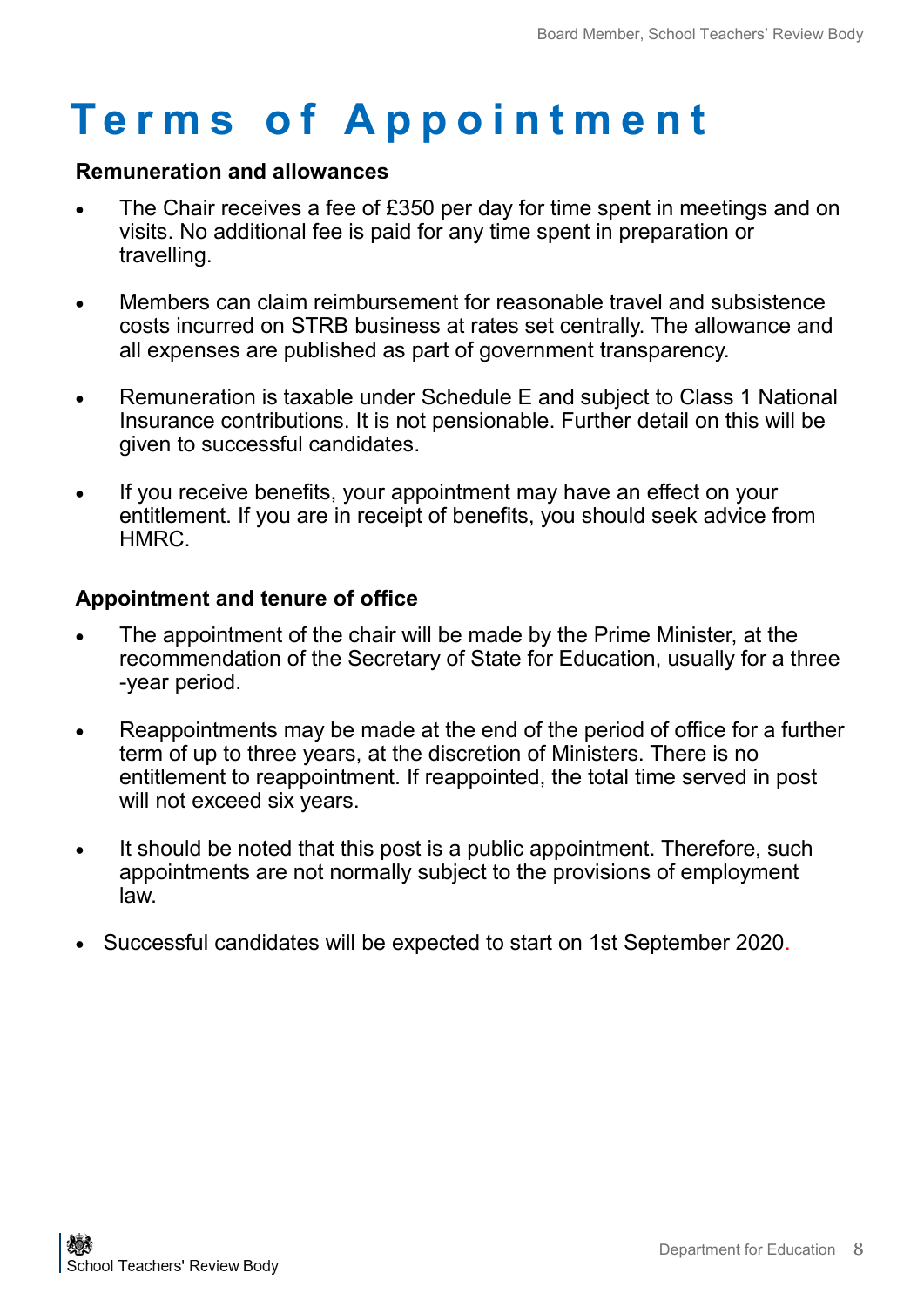# Terms of Appointment

**Remuneration and allowances**

- The Chair receives a fee of £350 per day for time spent in meetings and on visits. No additional fee is paid for any time spent in preparation or travelling.
- Members can claim reimbursement for reasonable travel and subsistence costs incurred on STRB business at rates set centrally. The allowance and all expenses are published as part of government transparency.
- Remuneration is taxable under Schedule E and subject to Class 1 National Insurance contributions. It is not pensionable. Further detail on this will be given to successful candidates.
- If you receive benefits, your appointment may have an effect on your entitlement. If you are in receipt of benefits, you should seek advice from HMRC.

**Appointment and tenure of office**

- The appointment of the chair will be made by the Prime Minister, at the recommendation of the Secretary of State for Education, usually for a three -year period.
- Reappointments may be made at the end of the period of office for a further term of up to three years, at the discretion of Ministers. There is no entitlement to reappointment. If reappointed, the total time served in post will not exceed six years.
- It should be noted that this post is a public appointment. Therefore, such appointments are not normally subject to the provisions of employment law.
- Successful candidates will be expected to start on 1st September 2020.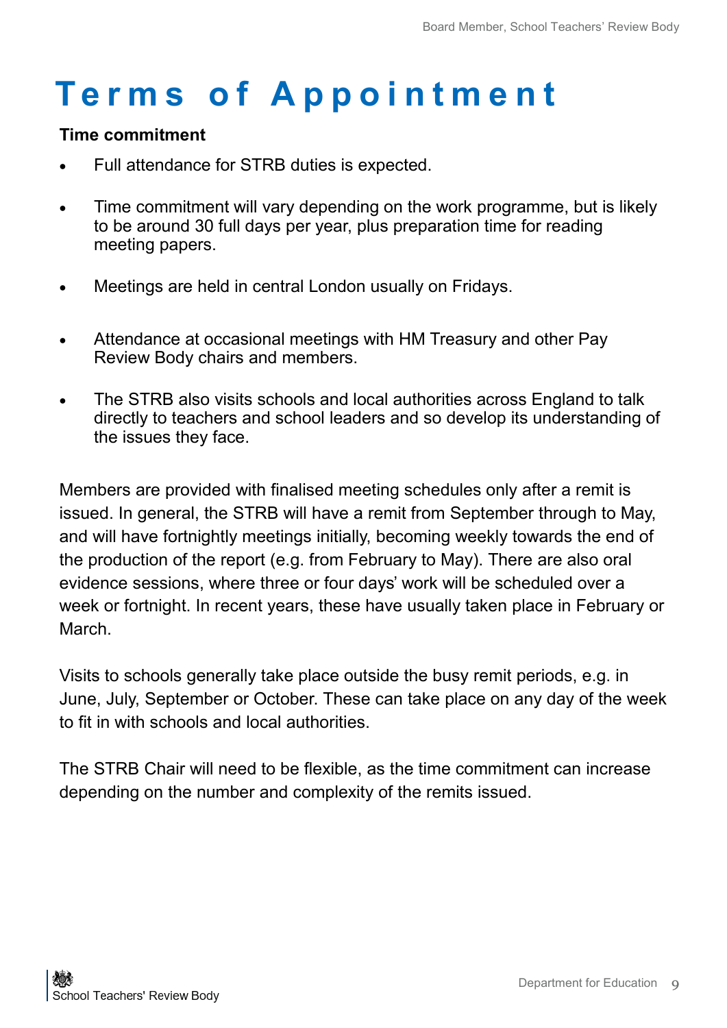# Terms of Appointment

**Time commitment**

- Full attendance for STRB duties is expected.
- Time commitment will vary depending on the work programme, but is likely to be around 30 full days per year, plus preparation time for reading meeting papers.
- Meetings are held in central London usually on Fridays.
- Attendance at occasional meetings with HM Treasury and other Pay Review Body chairs and members.
- The STRB also visits schools and local authorities across England to talk directly to teachers and school leaders and so develop its understanding of the issues they face.

Members are provided with finalised meeting schedules only after a remit is issued. In general, the STRB will have a remit from September through to May, and will have fortnightly meetings initially, becoming weekly towards the end of the production of the report (e.g. from February to May). There are also oral evidence sessions, where three or four days' work will be scheduled over a week or fortnight. In recent years, these have usually taken place in February or March.

Visits to schools generally take place outside the busy remit periods, e.g. in June, July, September or October. These can take place on any day of the week to fit in with schools and local authorities.

The STRB Chair will need to be flexible, as the time commitment can increase depending on the number and complexity of the remits issued.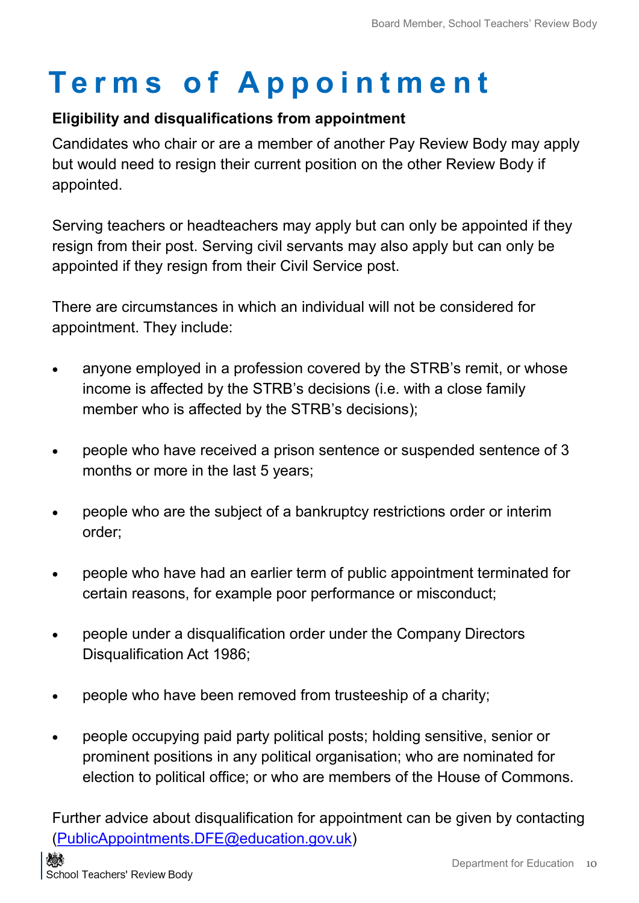# Terms of Appointment

**Eligibility and disqualifications from appointment**

Candidates who chair or are a member of another Pay Review Body may apply but would need to resign their current position on the other Review Body if appointed.

Serving teachers or headteachers may apply but can only be appointed if they resign from their post. Serving civil servants may also apply but can only be appointed if they resign from their Civil Service post.

There are circumstances in which an individual will not be considered for appointment. They include:

- anyone employed in a profession covered by the STRB's remit, or whose income is affected by the STRB's decisions (i.e. with a close family member who is affected by the STRB's decisions);
- people who have received a prison sentence or suspended sentence of 3 months or more in the last 5 years;
- people who are the subject of a bankruptcy restrictions order or interim order;
- people who have had an earlier term of public appointment terminated for certain reasons, for example poor performance or misconduct;
- people under a disqualification order under the Company Directors Disqualification Act 1986;
- people who have been removed from trusteeship of a charity;
- people occupying paid party political posts; holding sensitive, senior or prominent positions in any political organisation; who are nominated for election to political office; or who are members of the House of Commons.

Further advice about disqualification for appointment can be given by contacting (PublicAppointments.DFE@education.gov.uk)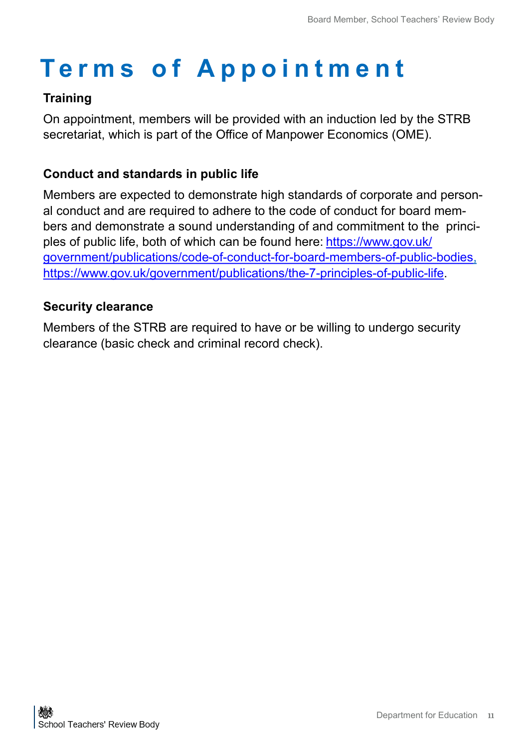# Terms of Appointment

### Training

On appointment, members will be provided with an induction led by the STRB secretariat, which is part of the Office of Manpower Economics (OME).

### Conduct and standards in public life

Members are expected to demonstrate high standards of corporate and personal conduct and are required to adhere to the code of conduct for board members and demonstrate a sound understanding of and commitment to the principles of public life, both of which can be found here: https://www.gov.uk/government/publications/code-of-conduct-for-board-members-of-public-bodies, https://www.gov.uk/government/publications/the-7-principles-of-public-life.

### Security clearance

Members of the STRB are required to have or be willing to undergo security clearance (basic check and criminal record check).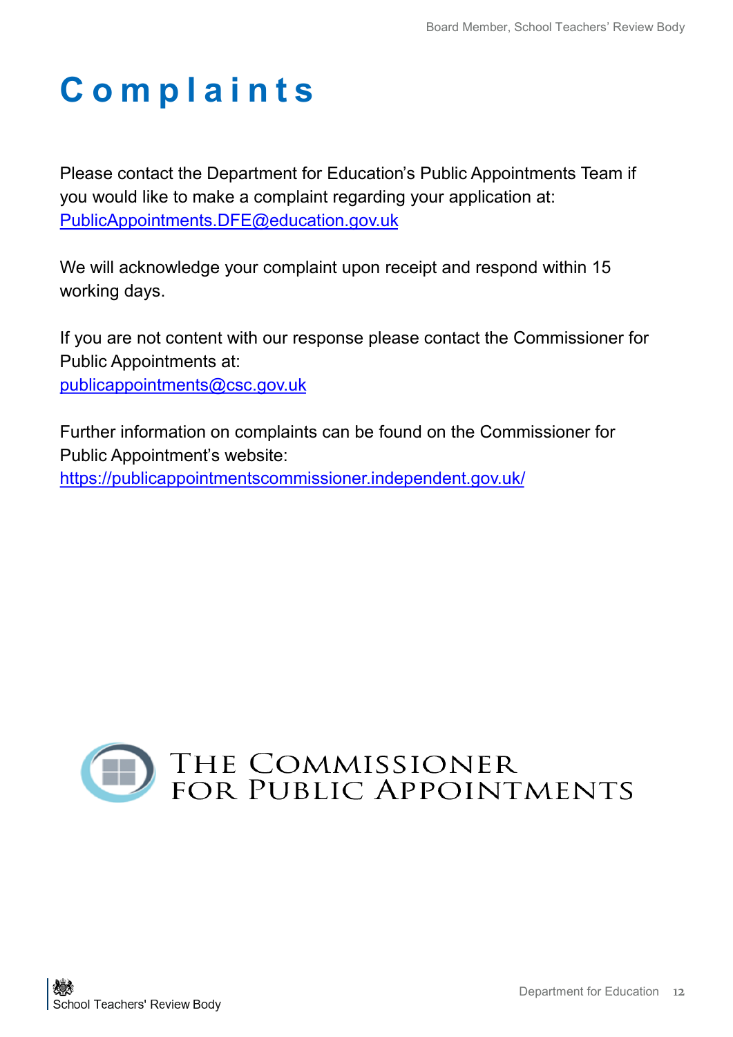# Complaints

Please contact the Department for Education's Public Appointments Team if you would like to make a complaint regarding your application at: PublicAppointments.DFE@education.gov.uk

We will acknowledge your complaint upon receipt and respond within 15 working days.

If you are not content with our response please contact the Commissioner for Public Appointments at:
publicappointments@csc.gov.uk

Further information on complaints can be found on the Commissioner for Public Appointment's website:
https://publicappointmentscommissioner.independent.gov.uk/

THE COMMISSIONER FOR PUBLIC APPOINTMENTS